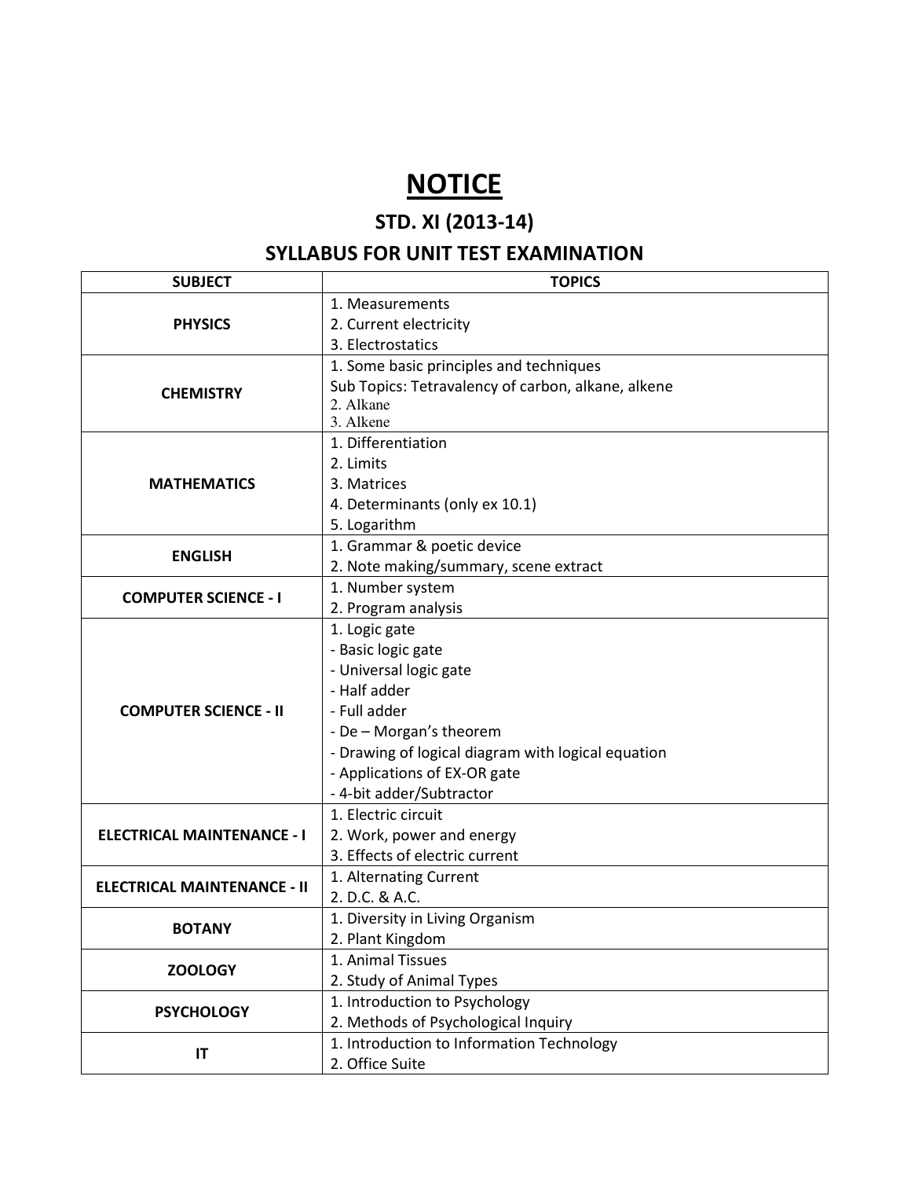# NOTICE

## STD. XI (2013-14)

## SYLLABUS FOR UNIT TEST EXAMINATION

| SUBJECT | TOPICS |
|---|---|
| **PHYSICS** | 1. Measurements<br>2. Current electricity<br>3. Electrostatics |
| **CHEMISTRY** | 1. Some basic principles and techniques<br>Sub Topics: Tetravalency of carbon, alkane, alkene<br>2. Alkane<br>3. Alkene |
| **MATHEMATICS** | 1. Differentiation<br>2. Limits<br>3. Matrices<br>4. Determinants (only ex 10.1)<br>5. Logarithm |
| **ENGLISH** | 1. Grammar & poetic device<br>2. Note making/summary, scene extract |
| **COMPUTER SCIENCE - I** | 1. Number system<br>2. Program analysis |
| **COMPUTER SCIENCE - II** | 1. Logic gate<br>- Basic logic gate<br>- Universal logic gate<br>- Half adder<br>- Full adder<br>- De – Morgan's theorem<br>- Drawing of logical diagram with logical equation<br>- Applications of EX-OR gate<br>- 4-bit adder/Subtractor |
| **ELECTRICAL MAINTENANCE - I** | 1. Electric circuit<br>2. Work, power and energy<br>3. Effects of electric current |
| **ELECTRICAL MAINTENANCE - II** | 1. Alternating Current<br>2. D.C. & A.C. |
| **BOTANY** | 1. Diversity in Living Organism<br>2. Plant Kingdom |
| **ZOOLOGY** | 1. Animal Tissues<br>2. Study of Animal Types |
| **PSYCHOLOGY** | 1. Introduction to Psychology<br>2. Methods of Psychological Inquiry |
| **IT** | 1. Introduction to Information Technology<br>2. Office Suite |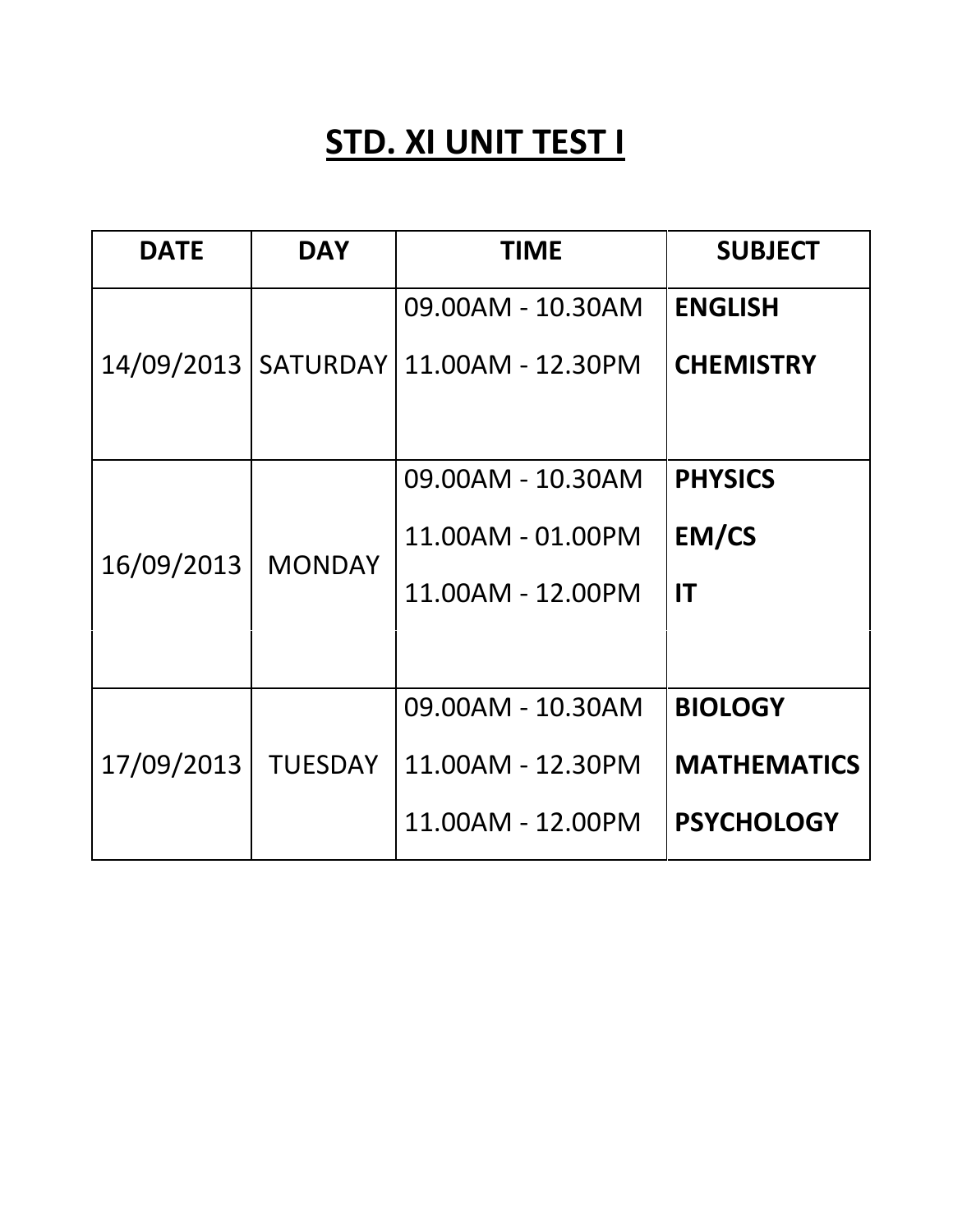# STD. XI UNIT TEST I

| DATE | DAY | TIME | SUBJECT |
|---|---|---|---|
| 14/09/2013 | SATURDAY | 09.00AM - 10.30AM | **ENGLISH** |
| | | 11.00AM - 12.30PM | **CHEMISTRY** |
| 16/09/2013 | MONDAY | 09.00AM - 10.30AM | **PHYSICS** |
| | | 11.00AM - 01.00PM | **EM/CS** |
| | | 11.00AM - 12.00PM | **IT** |
| 17/09/2013 | TUESDAY | 09.00AM - 10.30AM | **BIOLOGY** |
| | | 11.00AM - 12.30PM | **MATHEMATICS** |
| | | 11.00AM - 12.00PM | **PSYCHOLOGY** |